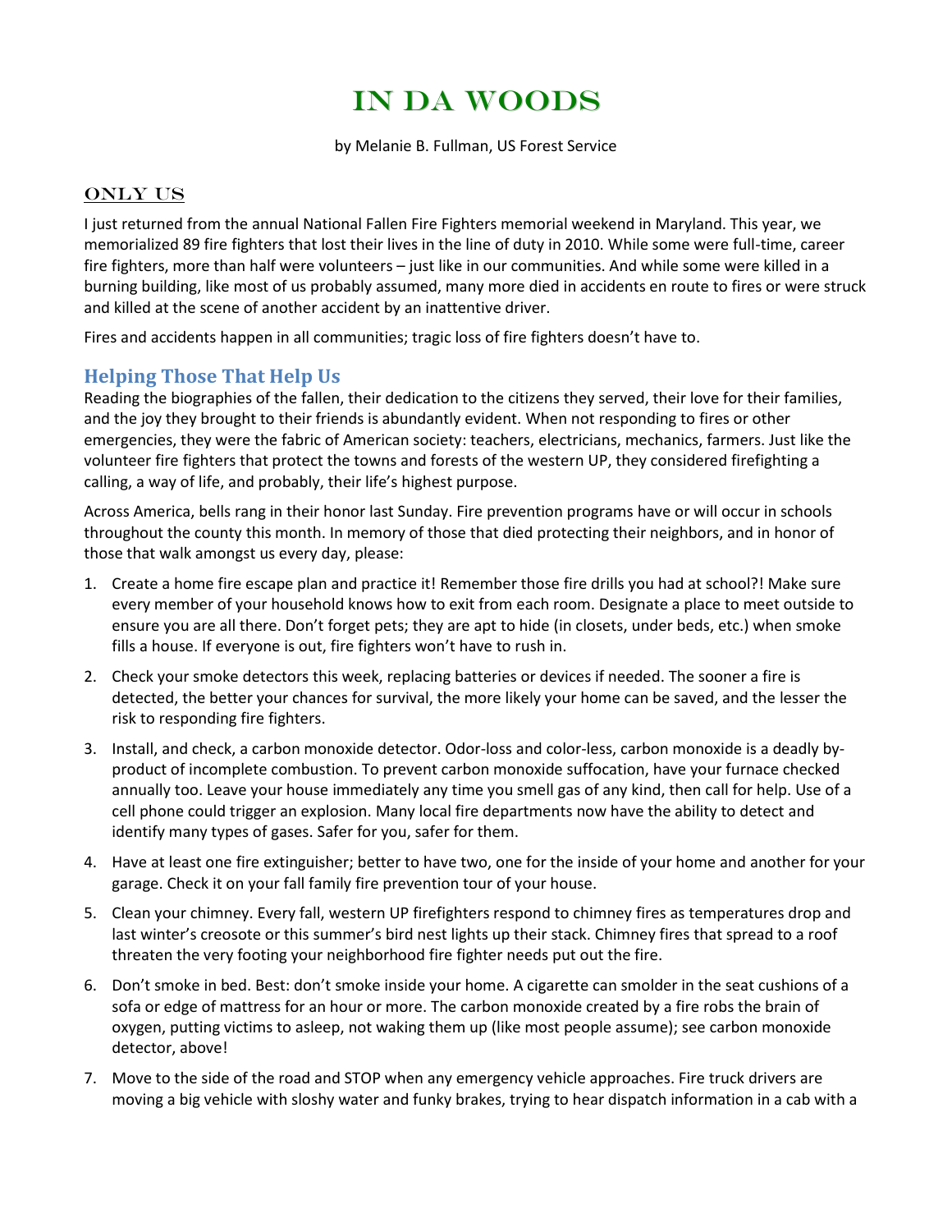# In Da Woods

by Melanie B. Fullman, US Forest Service

## Only Us

I just returned from the annual National Fallen Fire Fighters memorial weekend in Maryland. This year, we memorialized 89 fire fighters that lost their lives in the line of duty in 2010. While some were full-time, career fire fighters, more than half were volunteers – just like in our communities. And while some were killed in a burning building, like most of us probably assumed, many more died in accidents en route to fires or were struck and killed at the scene of another accident by an inattentive driver.

Fires and accidents happen in all communities; tragic loss of fire fighters doesn't have to.

## Helping Those That Help Us

Reading the biographies of the fallen, their dedication to the citizens they served, their love for their families, and the joy they brought to their friends is abundantly evident. When not responding to fires or other emergencies, they were the fabric of American society: teachers, electricians, mechanics, farmers. Just like the volunteer fire fighters that protect the towns and forests of the western UP, they considered firefighting a calling, a way of life, and probably, their life's highest purpose.

Across America, bells rang in their honor last Sunday. Fire prevention programs have or will occur in schools throughout the county this month. In memory of those that died protecting their neighbors, and in honor of those that walk amongst us every day, please:

1. Create a home fire escape plan and practice it! Remember those fire drills you had at school?! Make sure every member of your household knows how to exit from each room. Designate a place to meet outside to ensure you are all there. Don't forget pets; they are apt to hide (in closets, under beds, etc.) when smoke fills a house. If everyone is out, fire fighters won't have to rush in.
2. Check your smoke detectors this week, replacing batteries or devices if needed. The sooner a fire is detected, the better your chances for survival, the more likely your home can be saved, and the lesser the risk to responding fire fighters.
3. Install, and check, a carbon monoxide detector. Odor-loss and color-less, carbon monoxide is a deadly by-product of incomplete combustion. To prevent carbon monoxide suffocation, have your furnace checked annually too. Leave your house immediately any time you smell gas of any kind, then call for help. Use of a cell phone could trigger an explosion. Many local fire departments now have the ability to detect and identify many types of gases. Safer for you, safer for them.
4. Have at least one fire extinguisher; better to have two, one for the inside of your home and another for your garage. Check it on your fall family fire prevention tour of your house.
5. Clean your chimney. Every fall, western UP firefighters respond to chimney fires as temperatures drop and last winter's creosote or this summer's bird nest lights up their stack. Chimney fires that spread to a roof threaten the very footing your neighborhood fire fighter needs put out the fire.
6. Don't smoke in bed. Best: don't smoke inside your home. A cigarette can smolder in the seat cushions of a sofa or edge of mattress for an hour or more. The carbon monoxide created by a fire robs the brain of oxygen, putting victims to asleep, not waking them up (like most people assume); see carbon monoxide detector, above!
7. Move to the side of the road and STOP when any emergency vehicle approaches. Fire truck drivers are moving a big vehicle with sloshy water and funky brakes, trying to hear dispatch information in a cab with a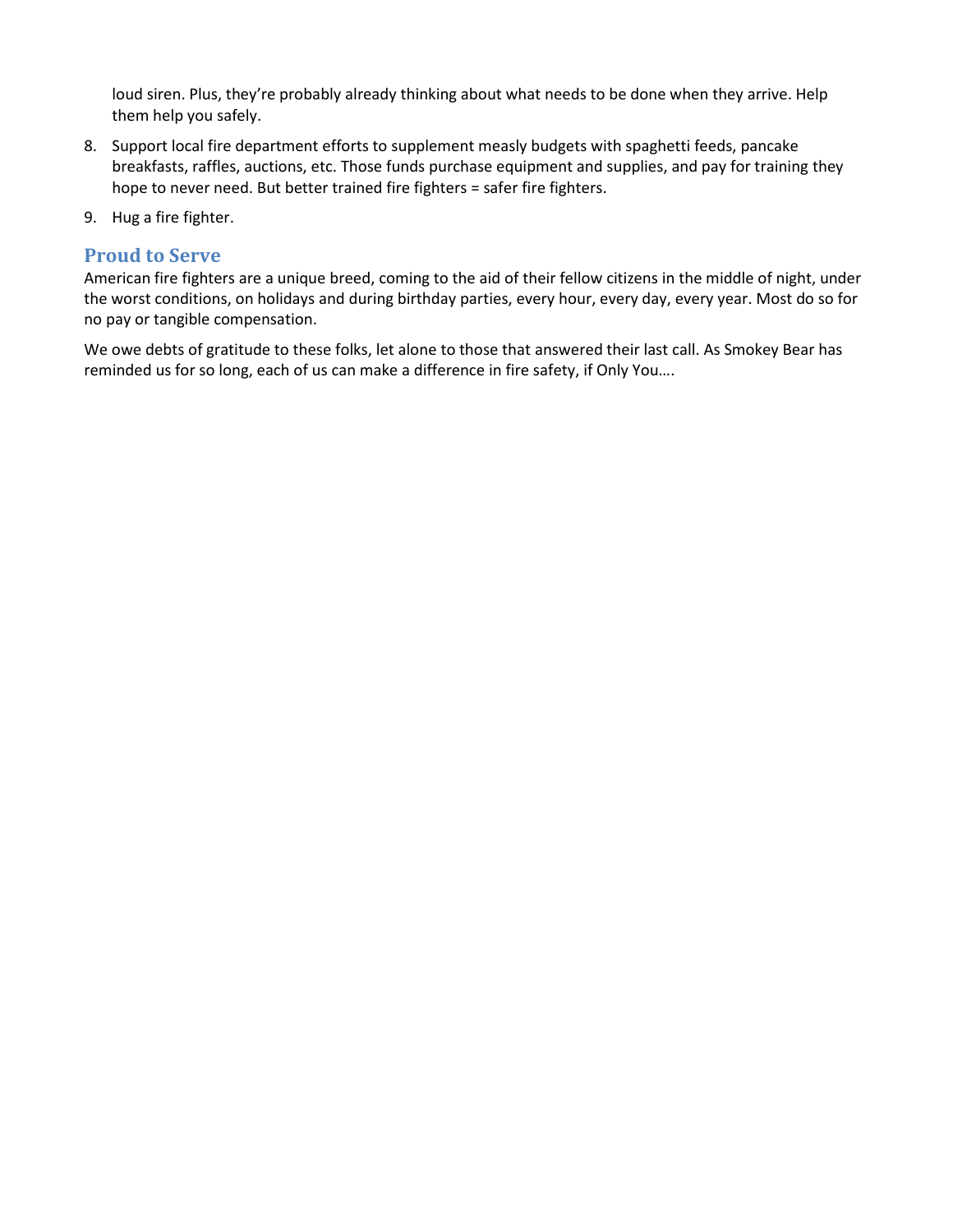loud siren. Plus, they're probably already thinking about what needs to be done when they arrive. Help them help you safely.

8. Support local fire department efforts to supplement measly budgets with spaghetti feeds, pancake breakfasts, raffles, auctions, etc. Those funds purchase equipment and supplies, and pay for training they hope to never need. But better trained fire fighters = safer fire fighters.
9. Hug a fire fighter.

## Proud to Serve

American fire fighters are a unique breed, coming to the aid of their fellow citizens in the middle of night, under the worst conditions, on holidays and during birthday parties, every hour, every day, every year. Most do so for no pay or tangible compensation.

We owe debts of gratitude to these folks, let alone to those that answered their last call. As Smokey Bear has reminded us for so long, each of us can make a difference in fire safety, if Only You….